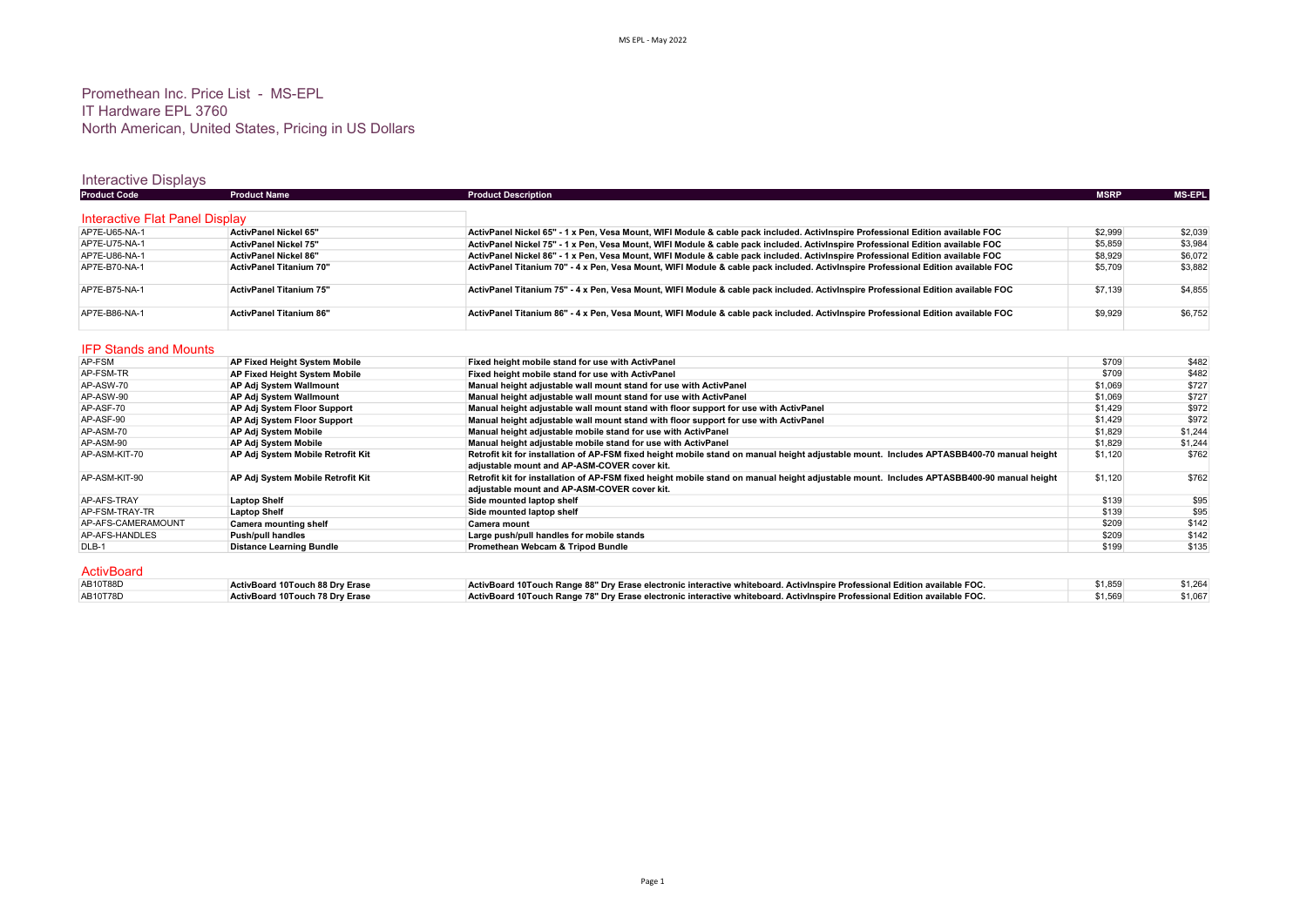# Promethean Inc. Price List - MS-EPL
## IT Hardware EPL 3760
## North American, United States, Pricing in US Dollars

## Interactive Displays

| Product Code | Product Name | Product Description | MSRP | MS-EPL |
|---|---|---|---|---|
| **Interactive Flat Panel Display** | | | | |
| AP7E-U65-NA-1 | ActivPanel Nickel 65" | ActivPanel Nickel 65" - 1 x Pen, Vesa Mount, WIFI Module & cable pack included. ActivInspire Professional Edition available FOC | $2,999 | $2,039 |
| AP7E-U75-NA-1 | ActivPanel Nickel 75" | ActivPanel Nickel 75" - 1 x Pen, Vesa Mount, WIFI Module & cable pack included. ActivInspire Professional Edition available FOC | $5,859 | $3,984 |
| AP7E-U86-NA-1 | ActivPanel Nickel 86" | ActivPanel Nickel 86" - 1 x Pen, Vesa Mount, WIFI Module & cable pack included. ActivInspire Professional Edition available FOC | $8,929 | $6,072 |
| AP7E-B70-NA-1 | ActivPanel Titanium 70" | ActivPanel Titanium 70" - 4 x Pen, Vesa Mount, WIFI Module & cable pack included. ActivInspire Professional Edition available FOC | $5,709 | $3,882 |
| AP7E-B75-NA-1 | ActivPanel Titanium 75" | ActivPanel Titanium 75" - 4 x Pen, Vesa Mount, WIFI Module & cable pack included. ActivInspire Professional Edition available FOC | $7,139 | $4,855 |
| AP7E-B86-NA-1 | ActivPanel Titanium 86" | ActivPanel Titanium 86" - 4 x Pen, Vesa Mount, WIFI Module & cable pack included. ActivInspire Professional Edition available FOC | $9,929 | $6,752 |
| **IFP Stands and Mounts** | | | | |
| AP-FSM | AP Fixed Height System Mobile | Fixed height mobile stand for use with ActivPanel | $709 | $482 |
| AP-FSM-TR | AP Fixed Height System Mobile | Fixed height mobile stand for use with ActivPanel | $709 | $482 |
| AP-ASW-70 | AP Adj System Wallmount | Manual height adjustable wall mount stand for use with ActivPanel | $1,069 | $727 |
| AP-ASW-90 | AP Adj System Wallmount | Manual height adjustable wall mount stand for use with ActivPanel | $1,069 | $727 |
| AP-ASF-70 | AP Adj System Floor Support | Manual height adjustable wall mount stand with floor support for use with ActivPanel | $1,429 | $972 |
| AP-ASF-90 | AP Adj System Floor Support | Manual height adjustable wall mount stand with floor support for use with ActivPanel | $1,429 | $972 |
| AP-ASM-70 | AP Adj System Mobile | Manual height adjustable mobile stand for use with ActivPanel | $1,829 | $1,244 |
| AP-ASM-90 | AP Adj System Mobile | Manual height adjustable mobile stand for use with ActivPanel | $1,829 | $1,244 |
| AP-ASM-KIT-70 | AP Adj System Mobile Retrofit Kit | Retrofit kit for installation of AP-FSM fixed height mobile stand on manual height adjustable mount. Includes APTASBB400-70 manual height adjustable mount and AP-ASM-COVER cover kit. | $1,120 | $762 |
| AP-ASM-KIT-90 | AP Adj System Mobile Retrofit Kit | Retrofit kit for installation of AP-FSM fixed height mobile stand on manual height adjustable mount. Includes APTASBB400-90 manual height adjustable mount and AP-ASM-COVER cover kit. | $1,120 | $762 |
| AP-AFS-TRAY | Laptop Shelf | Side mounted laptop shelf | $139 | $95 |
| AP-FSM-TRAY-TR | Laptop Shelf | Side mounted laptop shelf | $139 | $95 |
| AP-AFS-CAMERAMOUNT | Camera mounting shelf | Camera mount | $209 | $142 |
| AP-AFS-HANDLES | Push/pull handles | Large push/pull handles for mobile stands | $209 | $142 |
| DLB-1 | Distance Learning Bundle | Promethean Webcam & Tripod Bundle | $199 | $135 |
| **ActivBoard** | | | | |
| AB10T88D | ActivBoard 10Touch 88 Dry Erase | ActivBoard 10Touch Range 88" Dry Erase electronic interactive whiteboard. ActivInspire Professional Edition available FOC. | $1,859 | $1,264 |
| AB10T78D | ActivBoard 10Touch 78 Dry Erase | ActivBoard 10Touch Range 78" Dry Erase electronic interactive whiteboard. ActivInspire Professional Edition available FOC. | $1,569 | $1,067 |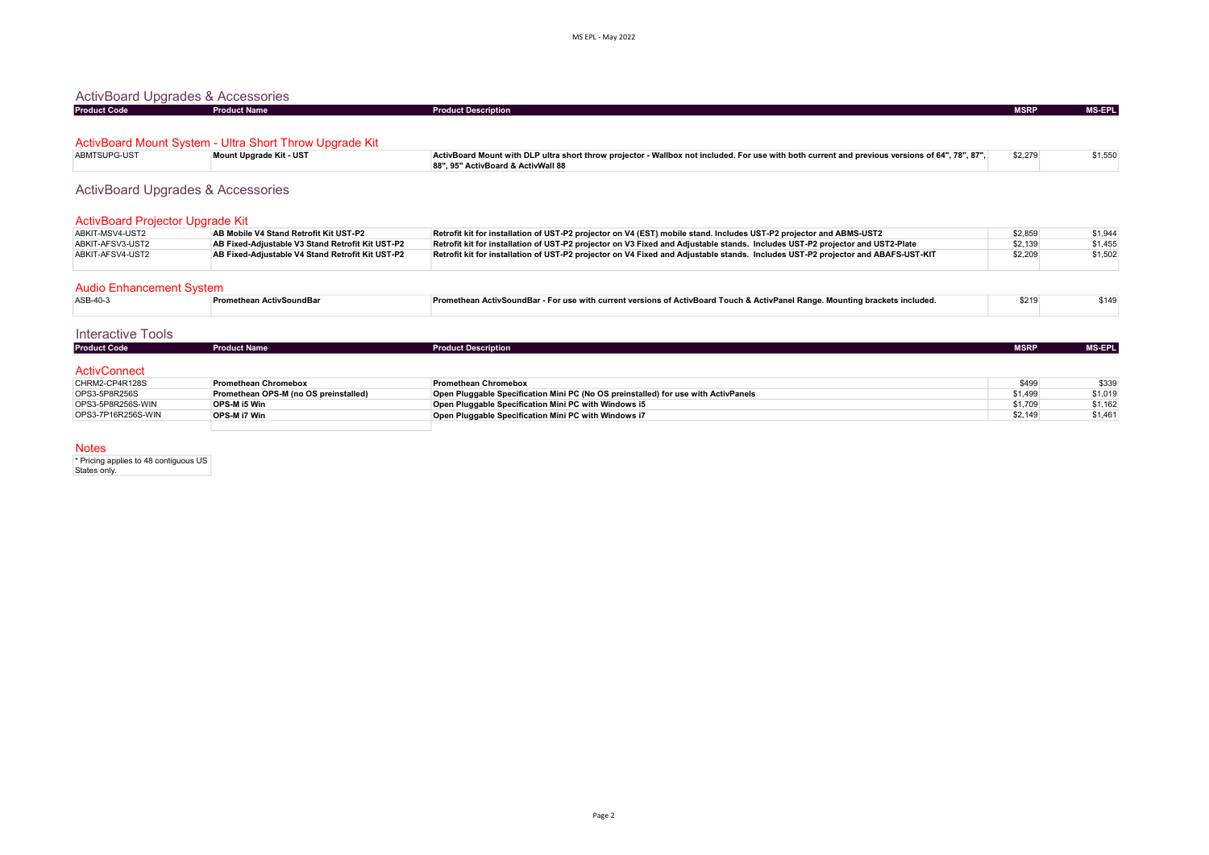## ActivBoard Upgrades & Accessories

| Product Code | Product Name | Product Description | MSRP | MS-EPL |
|---|---|---|---|---|

### ActivBoard Mount System - Ultra Short Throw Upgrade Kit

| Product Code | Product Name | Product Description | MSRP | MS-EPL |
|---|---|---|---|---|
| ABMTSUPG-UST | **Mount Upgrade Kit - UST** | **ActivBoard Mount with DLP ultra short throw projector - Wallbox not included. For use with both current and previous versions of 64", 78", 87", 88", 95" ActivBoard & ActivWall 88** | $2,279 | $1,550 |

## ActivBoard Upgrades & Accessories

### ActivBoard Projector Upgrade Kit

| Product Code | Product Name | Product Description | MSRP | MS-EPL |
|---|---|---|---|---|
| ABKIT-MSV4-UST2 | **AB Mobile V4 Stand Retrofit Kit UST-P2** | **Retrofit kit for installation of UST-P2 projector on V4 (EST) mobile stand. Includes UST-P2 projector and ABMS-UST2** | $2,859 | $1,944 |
| ABKIT-AFSV3-UST2 | **AB Fixed-Adjustable V3 Stand Retrofit Kit UST-P2** | **Retrofit kit for installation of UST-P2 projector on V3 Fixed and Adjustable stands. Includes UST-P2 projector and UST2-Plate** | $2,139 | $1,455 |
| ABKIT-AFSV4-UST2 | **AB Fixed-Adjustable V4 Stand Retrofit Kit UST-P2** | **Retrofit kit for installation of UST-P2 projector on V4 Fixed and Adjustable stands. Includes UST-P2 projector and ABAFS-UST-KIT** | $2,209 | $1,502 |

### Audio Enhancement System

| Product Code | Product Name | Product Description | MSRP | MS-EPL |
|---|---|---|---|---|
| ASB-40-3 | **Promethean ActivSoundBar** | **Promethean ActivSoundBar - For use with current versions of ActivBoard Touch & ActivPanel Range. Mounting brackets included.** | $219 | $149 |

## Interactive Tools

### ActivConnect

| Product Code | Product Name | Product Description | MSRP | MS-EPL |
|---|---|---|---|---|
| CHRM2-CP4R128S | **Promethean Chromebox** | **Promethean Chromebox** | $499 | $339 |
| OPS3-5P8R256S | **Promethean OPS-M (no OS preinstalled)** | **Open Pluggable Specification Mini PC (No OS preinstalled) for use with ActivPanels** | $1,499 | $1,019 |
| OPS3-5P8R256S-WIN | **OPS-M i5 Win** | **Open Pluggable Specification Mini PC with Windows i5** | $1,709 | $1,162 |
| OPS3-7P16R256S-WIN | **OPS-M i7 Win** | **Open Pluggable Specification Mini PC with Windows i7** | $2,149 | $1,461 |

### Notes

* Pricing applies to 48 contiguous US States only.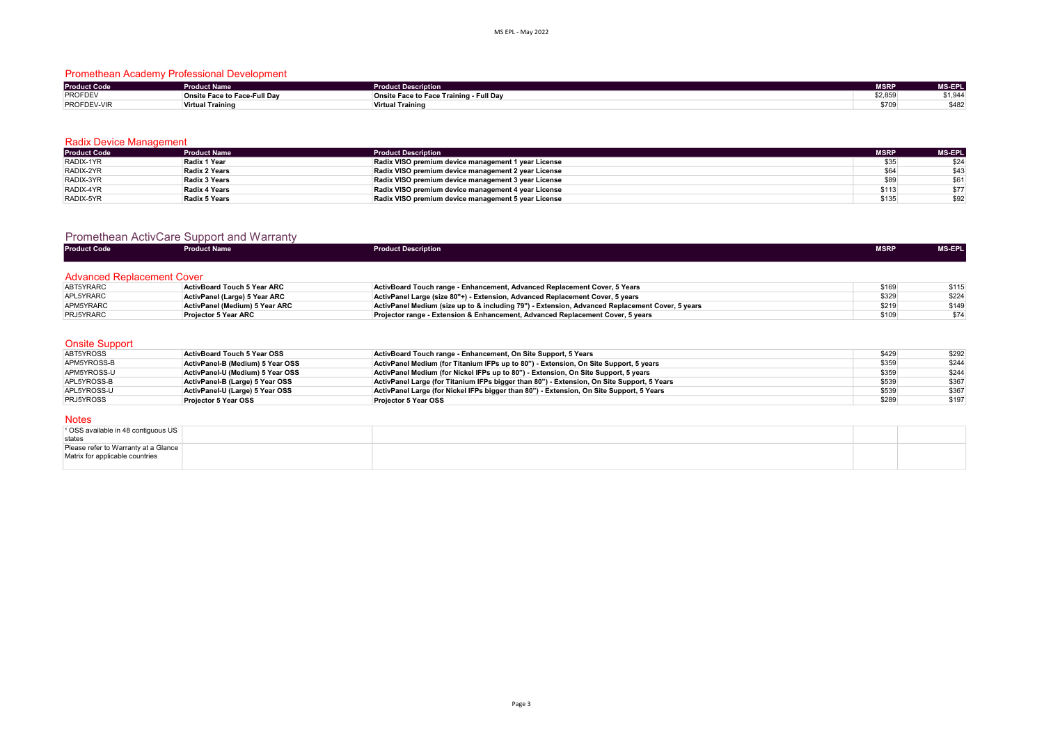## Promethean Academy Professional Development

| Product Code | Product Name | Product Description | MSRP | MS-EPL |
|---|---|---|---|---|
| PROFDEV | **Onsite Face to Face-Full Day** | **Onsite Face to Face Training - Full Day** | $2,859 | $1,944 |
| PROFDEV-VIR | **Virtual Training** | **Virtual Training** | $709 | $482 |

## Radix Device Management

| Product Code | Product Name | Product Description | MSRP | MS-EPL |
|---|---|---|---|---|
| RADIX-1YR | **Radix 1 Year** | **Radix VISO premium device management 1 year License** | $35 | $24 |
| RADIX-2YR | **Radix 2 Years** | **Radix VISO premium device management 2 year License** | $64 | $43 |
| RADIX-3YR | **Radix 3 Years** | **Radix VISO premium device management 3 year License** | $89 | $61 |
| RADIX-4YR | **Radix 4 Years** | **Radix VISO premium device management 4 year License** | $113 | $77 |
| RADIX-5YR | **Radix 5 Years** | **Radix VISO premium device management 5 year License** | $135 | $92 |

## Promethean ActivCare Support and Warranty

### Advanced Replacement Cover

| Product Code | Product Name | Product Description | MSRP | MS-EPL |
|---|---|---|---|---|
| ABT5YRARC | **ActivBoard Touch 5 Year ARC** | **ActivBoard Touch range - Enhancement, Advanced Replacement Cover, 5 Years** | $169 | $115 |
| APL5YRARC | **ActivPanel (Large) 5 Year ARC** | **ActivPanel Large (size 80"+) - Extension, Advanced Replacement Cover, 5 years** | $329 | $224 |
| APM5YRARC | **ActivPanel (Medium) 5 Year ARC** | **ActivPanel Medium (size up to & including 79") - Extension, Advanced Replacement Cover, 5 years** | $219 | $149 |
| PRJ5YRARC | **Projector 5 Year ARC** | **Projector range - Extension & Enhancement, Advanced Replacement Cover, 5 years** | $109 | $74 |

### Onsite Support

| Product Code | Product Name | Product Description | MSRP | MS-EPL |
|---|---|---|---|---|
| ABT5YROSS | **ActivBoard Touch 5 Year OSS** | **ActivBoard Touch range - Enhancement, On Site Support, 5 Years** | $429 | $292 |
| APM5YROSS-B | **ActivPanel-B (Medium) 5 Year OSS** | **ActivPanel Medium (for Titanium IFPs up to 80") - Extension, On Site Support, 5 years** | $359 | $244 |
| APM5YROSS-U | **ActivPanel-U (Medium) 5 Year OSS** | **ActivPanel Medium (for Nickel IFPs up to 80") - Extension, On Site Support, 5 years** | $359 | $244 |
| APL5YROSS-B | **ActivPanel-B (Large) 5 Year OSS** | **ActivPanel Large (for Titanium IFPs bigger than 80") - Extension, On Site Support, 5 Years** | $539 | $367 |
| APL5YROSS-U | **ActivPanel-U (Large) 5 Year OSS** | **ActivPanel Large (for Nickel IFPs bigger than 80") - Extension, On Site Support, 5 Years** | $539 | $367 |
| PRJ5YROSS | **Projector 5 Year OSS** | **Projector 5 Year OSS** | $289 | $197 |

### Notes

[1] OSS available in 48 contiguous US states

Please refer to Warranty at a Glance Matrix for applicable countries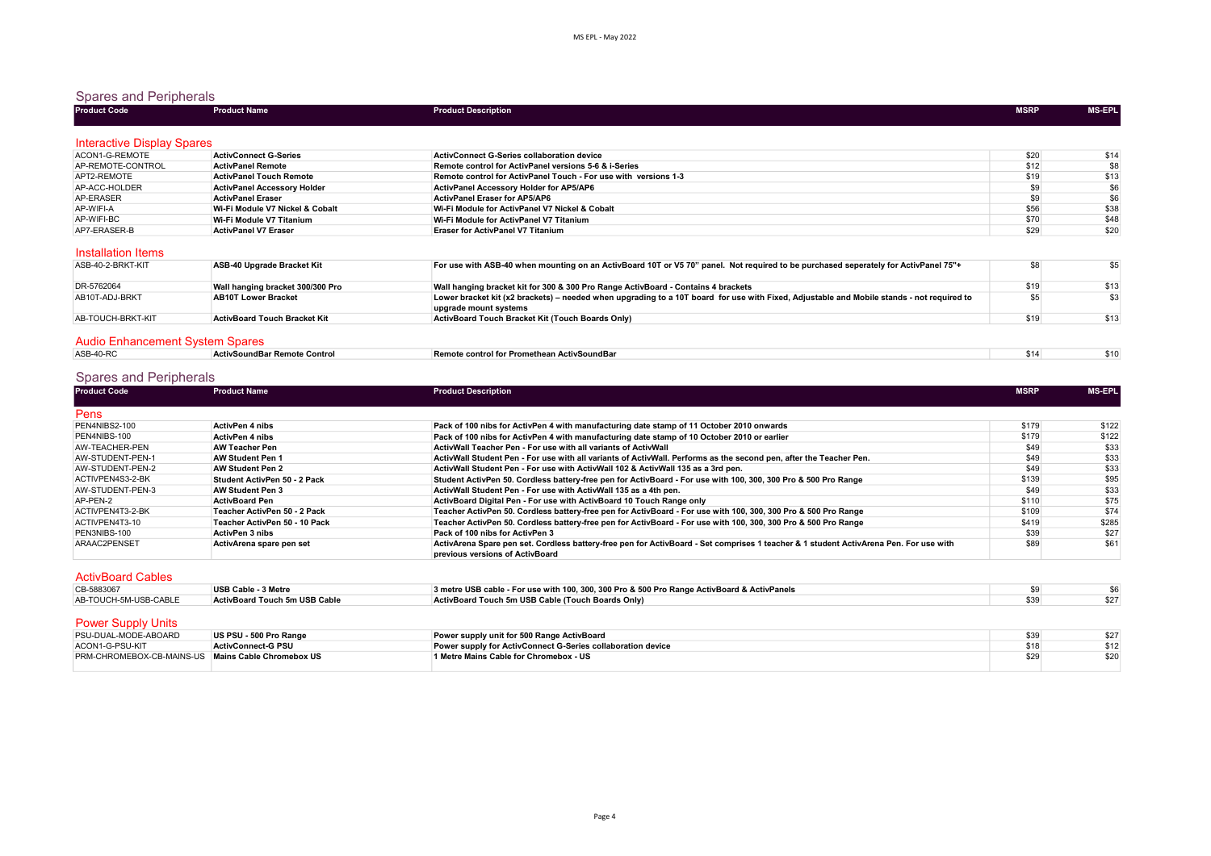## Spares and Peripherals

| Product Code | Product Name | Product Description | MSRP | MS-EPL |
|---|---|---|---|---|

### Interactive Display Spares

| Product Code | Product Name | Product Description | MSRP | MS-EPL |
|---|---|---|---|---|
| ACON1-G-REMOTE | ActivConnect G-Series | ActivConnect G-Series collaboration device | $20 | $14 |
| AP-REMOTE-CONTROL | ActivPanel Remote | Remote control for ActivPanel versions 5-6 & i-Series | $12 | $8 |
| APT2-REMOTE | ActivPanel Touch Remote | Remote control for ActivPanel Touch - For use with versions 1-3 | $19 | $13 |
| AP-ACC-HOLDER | ActivPanel Accessory Holder | ActivPanel Accessory Holder for AP5/AP6 | $9 | $6 |
| AP-ERASER | ActivPanel Eraser | ActivPanel Eraser for AP5/AP6 | $9 | $6 |
| AP-WIFI-A | Wi-Fi Module V7 Nickel & Cobalt | Wi-Fi Module for ActivPanel V7 Nickel & Cobalt | $56 | $38 |
| AP-WIFI-BC | Wi-Fi Module V7 Titanium | Wi-Fi Module for ActivPanel V7 Titanium | $70 | $48 |
| AP7-ERASER-B | ActivPanel V7 Eraser | Eraser for ActivPanel V7 Titanium | $29 | $20 |

### Installation Items

| Product Code | Product Name | Product Description | MSRP | MS-EPL |
|---|---|---|---|---|
| ASB-40-2-BRKT-KIT | ASB-40 Upgrade Bracket Kit | For use with ASB-40 when mounting on an ActivBoard 10T or V5 70" panel. Not required to be purchased seperately for ActivPanel 75"+ | $8 | $5 |
| DR-5762064 | Wall hanging bracket 300/300 Pro | Wall hanging bracket kit for 300 & 300 Pro Range ActivBoard - Contains 4 brackets | $19 | $13 |
| AB10T-ADJ-BRKT | AB10T Lower Bracket | Lower bracket kit (x2 brackets) – needed when upgrading to a 10T board for use with Fixed, Adjustable and Mobile stands - not required to upgrade mount systems | $5 | $3 |
| AB-TOUCH-BRKT-KIT | ActivBoard Touch Bracket Kit | ActivBoard Touch Bracket Kit (Touch Boards Only) | $19 | $13 |

### Audio Enhancement System Spares

| Product Code | Product Name | Product Description | MSRP | MS-EPL |
|---|---|---|---|---|
| ASB-40-RC | ActivSoundBar Remote Control | Remote control for Promethean ActivSoundBar | $14 | $10 |

## Spares and Peripherals

| Product Code | Product Name | Product Description | MSRP | MS-EPL |
|---|---|---|---|---|

### Pens

| Product Code | Product Name | Product Description | MSRP | MS-EPL |
|---|---|---|---|---|
| PEN4NIBS2-100 | ActivPen 4 nibs | Pack of 100 nibs for ActivPen 4 with manufacturing date stamp of 11 October 2010 onwards | $179 | $122 |
| PEN4NIBS-100 | ActivPen 4 nibs | Pack of 100 nibs for ActivPen 4 with manufacturing date stamp of 10 October 2010 or earlier | $179 | $122 |
| AW-TEACHER-PEN | AW Teacher Pen | ActivWall Teacher Pen - For use with all variants of ActivWall | $49 | $33 |
| AW-STUDENT-PEN-1 | AW Student Pen 1 | ActivWall Student Pen - For use with all variants of ActivWall. Performs as the second pen, after the Teacher Pen. | $49 | $33 |
| AW-STUDENT-PEN-2 | AW Student Pen 2 | ActivWall Student Pen - For use with ActivWall 102 & ActivWall 135 as a 3rd pen. | $49 | $33 |
| ACTIVPEN4S3-2-BK | Student ActivPen 50 - 2 Pack | Student ActivPen 50. Cordless battery-free pen for ActivBoard - For use with 100, 300, 300 Pro & 500 Pro Range | $139 | $95 |
| AW-STUDENT-PEN-3 | AW Student Pen 3 | ActivWall Student Pen - For use with ActivWall 135 as a 4th pen. | $49 | $33 |
| AP-PEN-2 | ActivBoard Pen | ActivBoard Digital Pen - For use with ActivBoard 10 Touch Range only | $110 | $75 |
| ACTIVPEN4T3-2-BK | Teacher ActivPen 50 - 2 Pack | Teacher ActivPen 50. Cordless battery-free pen for ActivBoard - For use with 100, 300, 300 Pro & 500 Pro Range | $109 | $74 |
| ACTIVPEN4T3-10 | Teacher ActivPen 50 - 10 Pack | Teacher ActivPen 50. Cordless battery-free pen for ActivBoard - For use with 100, 300, 300 Pro & 500 Pro Range | $419 | $285 |
| PEN3NIBS-100 | ActivPen 3 nibs | Pack of 100 nibs for ActivPen 3 | $39 | $27 |
| ARAAC2PENSET | ActivArena spare pen set | ActivArena Spare pen set. Cordless battery-free pen for ActivBoard - Set comprises 1 teacher & 1 student ActivArena Pen. For use with previous versions of ActivBoard | $89 | $61 |

### ActivBoard Cables

| Product Code | Product Name | Product Description | MSRP | MS-EPL |
|---|---|---|---|---|
| CB-5883067 | USB Cable - 3 Metre | 3 metre USB cable - For use with 100, 300, 300 Pro & 500 Pro Range ActivBoard & ActivPanels | $9 | $6 |
| AB-TOUCH-5M-USB-CABLE | ActivBoard Touch 5m USB Cable | ActivBoard Touch 5m USB Cable (Touch Boards Only) | $39 | $27 |

### Power Supply Units

| Product Code | Product Name | Product Description | MSRP | MS-EPL |
|---|---|---|---|---|
| PSU-DUAL-MODE-ABOARD | US PSU - 500 Pro Range | Power supply unit for 500 Range ActivBoard | $39 | $27 |
| ACON1-G-PSU-KIT | ActivConnect-G PSU | Power supply for ActivConnect G-Series collaboration device | $18 | $12 |
| PRM-CHROMEBOX-CB-MAINS-US | Mains Cable Chromebox US | 1 Metre Mains Cable for Chromebox - US | $29 | $20 |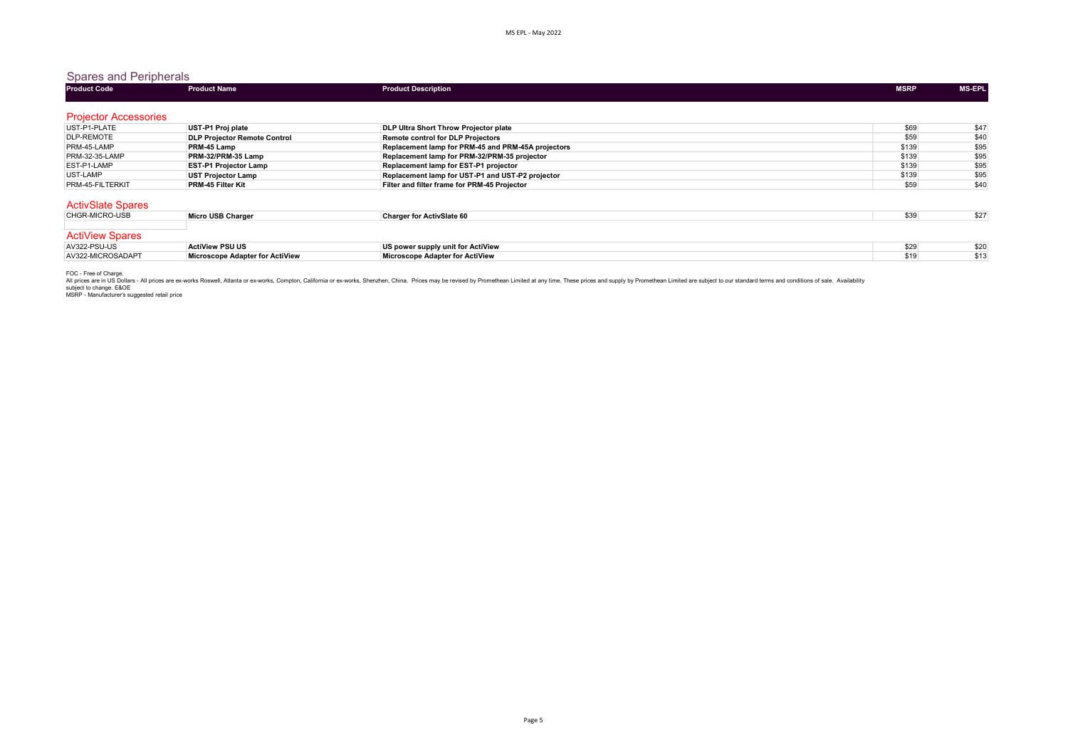## Spares and Peripherals

| Product Code | Product Name | Product Description | MSRP | MS-EPL |
|---|---|---|---|---|
| **Projector Accessories** | | | | |
| UST-P1-PLATE | **UST-P1 Proj plate** | **DLP Ultra Short Throw Projector plate** | $69 | $47 |
| DLP-REMOTE | **DLP Projector Remote Control** | **Remote control for DLP Projectors** | $59 | $40 |
| PRM-45-LAMP | **PRM-45 Lamp** | **Replacement lamp for PRM-45 and PRM-45A projectors** | $139 | $95 |
| PRM-32-35-LAMP | **PRM-32/PRM-35 Lamp** | **Replacement lamp for PRM-32/PRM-35 projector** | $139 | $95 |
| EST-P1-LAMP | **EST-P1 Projector Lamp** | **Replacement lamp for EST-P1 projector** | $139 | $95 |
| UST-LAMP | **UST Projector Lamp** | **Replacement lamp for UST-P1 and UST-P2 projector** | $139 | $95 |
| PRM-45-FILTERKIT | **PRM-45 Filter Kit** | **Filter and filter frame for PRM-45 Projector** | $59 | $40 |
| **ActivSlate Spares** | | | | |
| CHGR-MICRO-USB | **Micro USB Charger** | **Charger for ActivSlate 60** | $39 | $27 |
| **ActiView Spares** | | | | |
| AV322-PSU-US | **ActiView PSU US** | **US power supply unit for ActiView** | $29 | $20 |
| AV322-MICROSADAPT | **Microscope Adapter for ActiView** | **Microscope Adapter for ActiView** | $19 | $13 |

FOC - Free of Charge.
All prices are in US Dollars - All prices are ex-works Roswell, Atlanta or ex-works, Compton, California or ex-works, Shenzhen, China. Prices may be revised by Promethean Limited at any time. These prices and supply by Promethean Limited are subject to our standard terms and conditions of sale. Availability subject to change. E&OE
MSRP - Manufacturer's suggested retail price